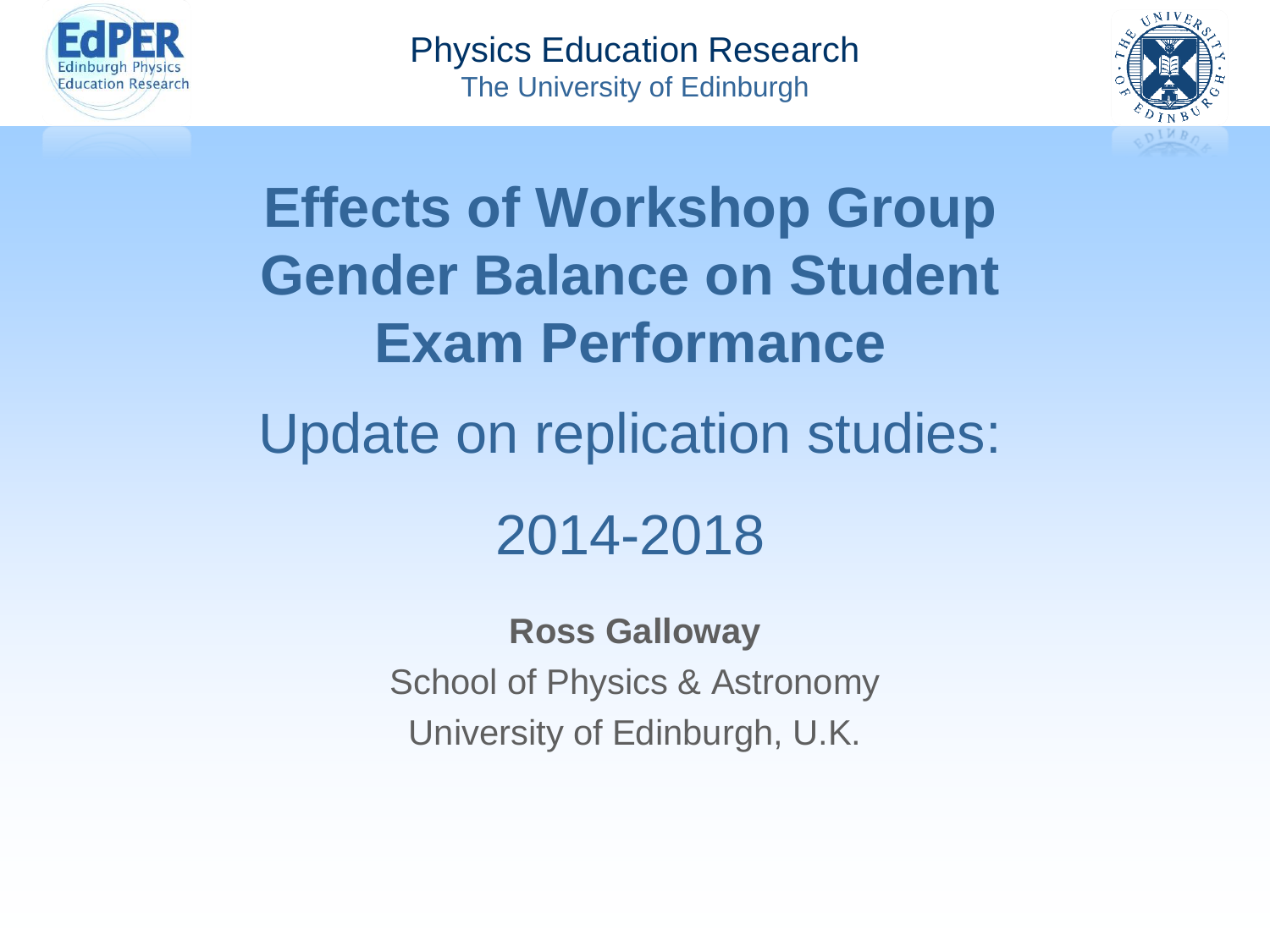Physics Education Research
The University of Edinburgh

# Effects of Workshop Group Gender Balance on Student Exam Performance

## Update on replication studies:

## 2014-2018

**Ross Galloway**

School of Physics & Astronomy

University of Edinburgh, U.K.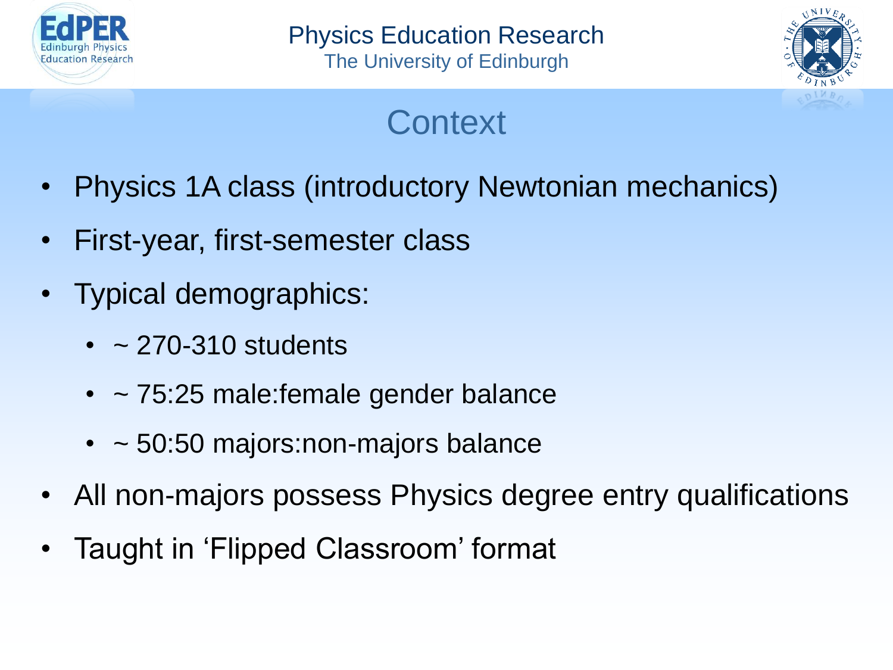# Context

- Physics 1A class (introductory Newtonian mechanics)
- First-year, first-semester class
- Typical demographics:
  - ~ 270-310 students
  - ~ 75:25 male:female gender balance
  - ~ 50:50 majors:non-majors balance
- All non-majors possess Physics degree entry qualifications
- Taught in 'Flipped Classroom' format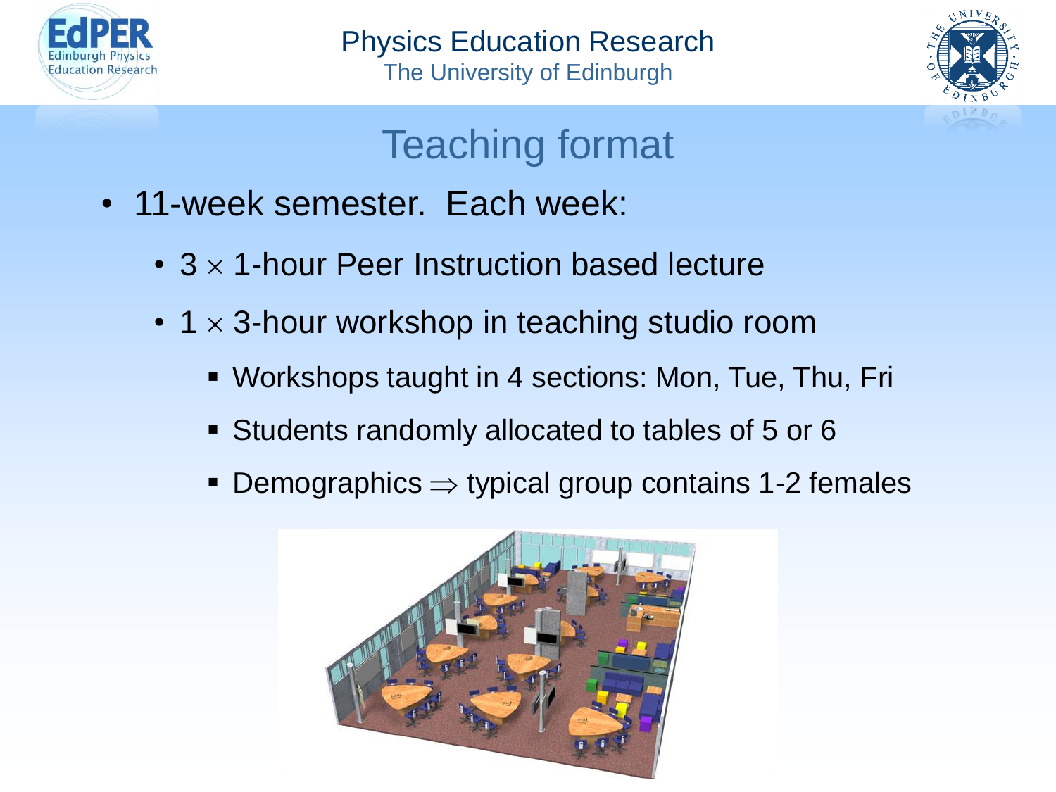# Teaching format

- 11-week semester. Each week:
  - 3 $\times$ 1-hour Peer Instruction based lecture
  - 1 $\times$ 3-hour workshop in teaching studio room
    - Workshops taught in 4 sections: Mon, Tue, Thu, Fri
    - Students randomly allocated to tables of 5 or 6
    - Demographics $\Rightarrow$ typical group contains 1-2 females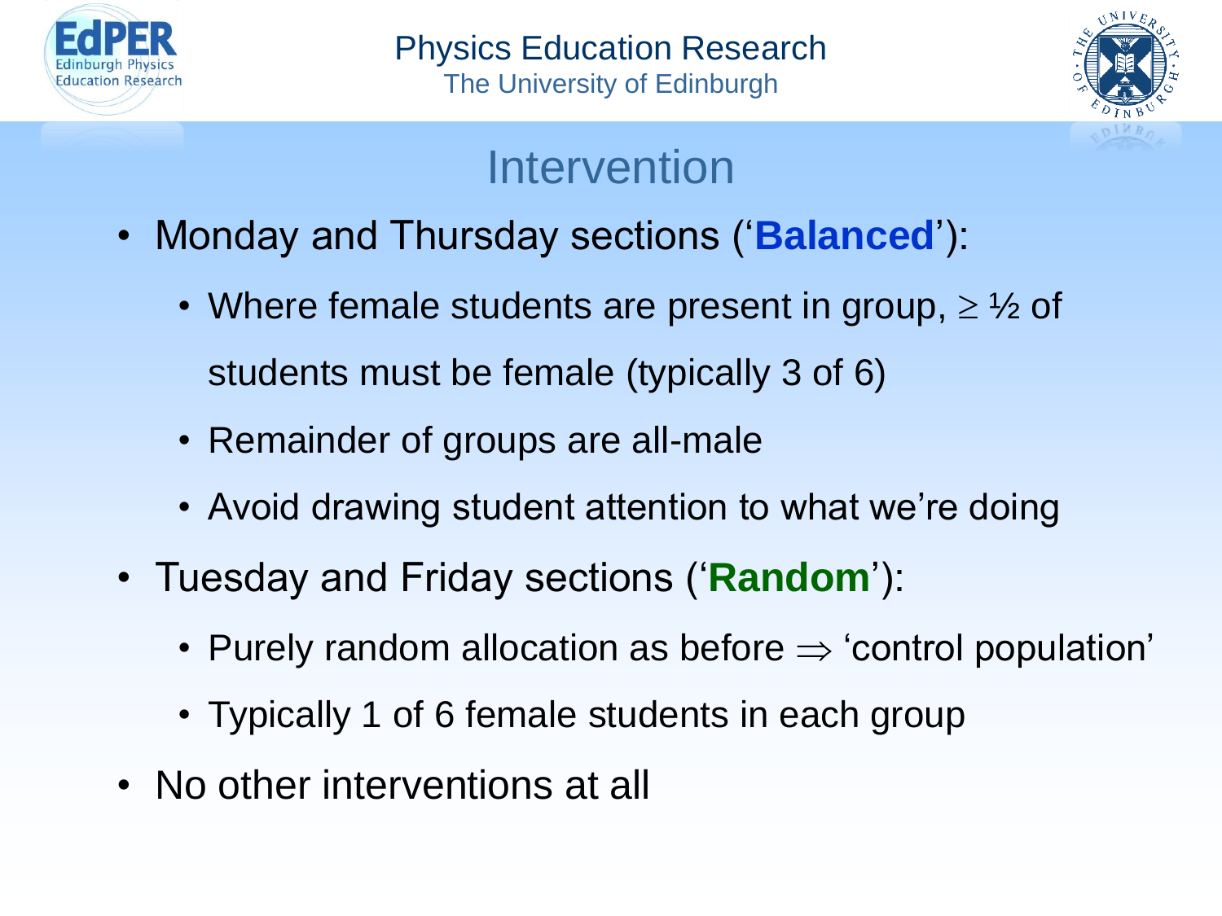# Intervention

- Monday and Thursday sections ('**Balanced**'):
  - Where female students are present in group, $\geq$ ½ of students must be female (typically 3 of 6)
  - Remainder of groups are all-male
  - Avoid drawing student attention to what we're doing
- Tuesday and Friday sections ('**Random**'):
  - Purely random allocation as before $\Rightarrow$ 'control population'
  - Typically 1 of 6 female students in each group
- No other interventions at all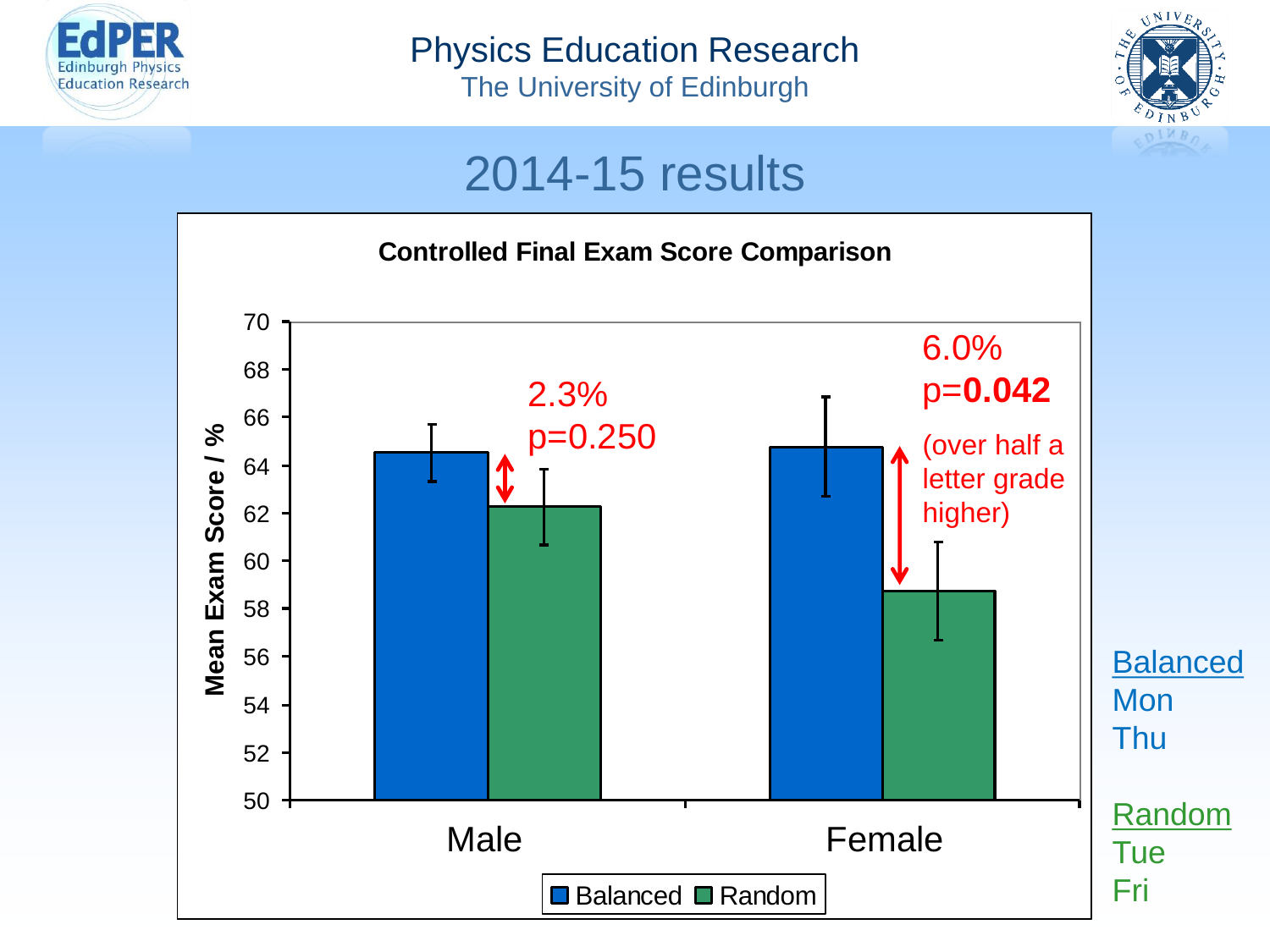# 2014-15 results

**Controlled Final Exam Score Comparison**

Mean Exam Score / %

| | Balanced | Random | Difference |
|---|---|---|---|
| Male | | | 2.3% $p=0.250$ |
| Female | | | 6.0% $p=$**0.042** (over half a letter grade higher) |

Balanced: Mon, Thu

Random: Tue, Fri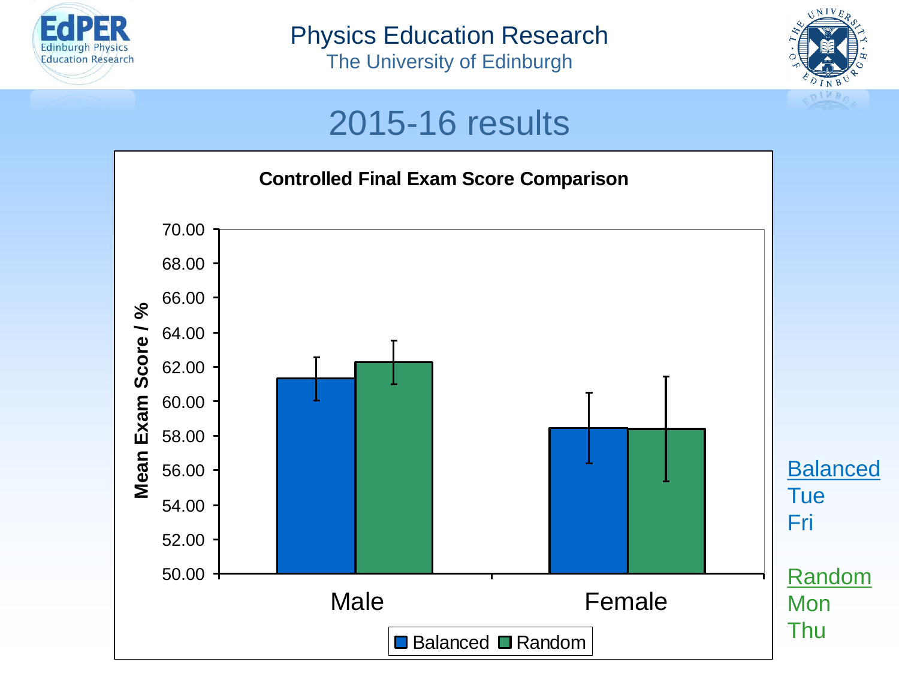# 2015-16 results

**Controlled Final Exam Score Comparison**

Mean Exam Score / %

70.00
68.00
66.00
64.00
62.00
60.00
58.00
56.00
54.00
52.00
50.00

Male

Female

Balanced  Random

Balanced
Tue
Fri

Random
Mon
Thu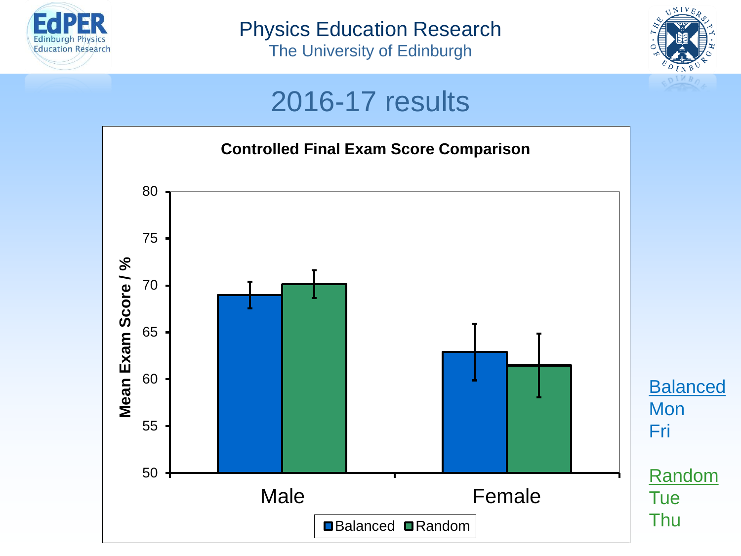# 2016-17 results

**Controlled Final Exam Score Comparison**

Mean Exam Score / %

80
75
70
65
60
55
50

Male

Female

Balanced Random

Balanced
Mon
Fri

Random
Tue
Thu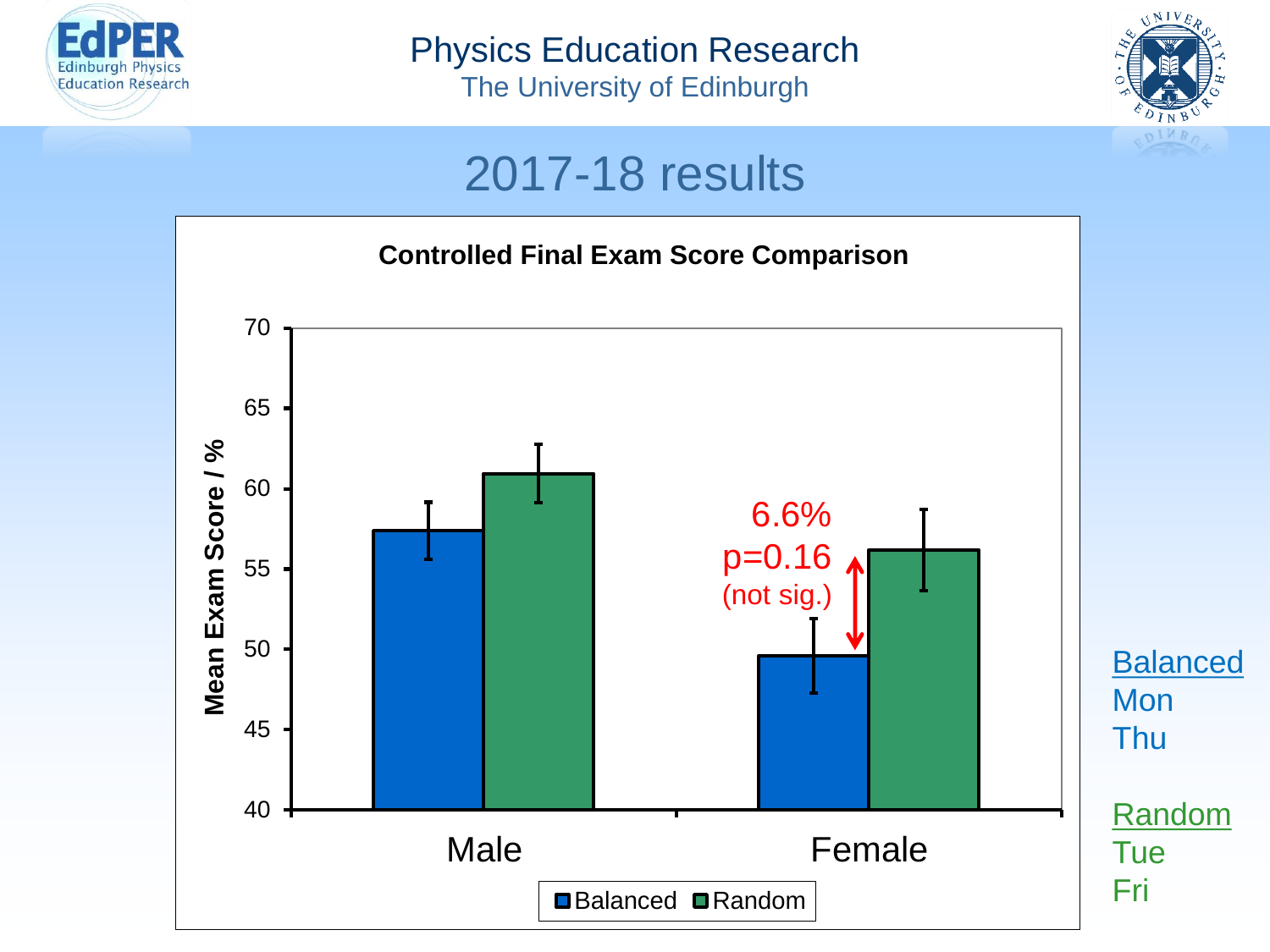# 2017-18 results

**Controlled Final Exam Score Comparison**

Mean Exam Score / %

| | Balanced | Random |
|---|---|---|
| Male | ~57.4 | ~61.0 |
| Female | ~49.6 | ~56.2 |

6.6%
$p=0.16$
(not sig.)

Balanced
Mon
Thu

Random
Tue
Fri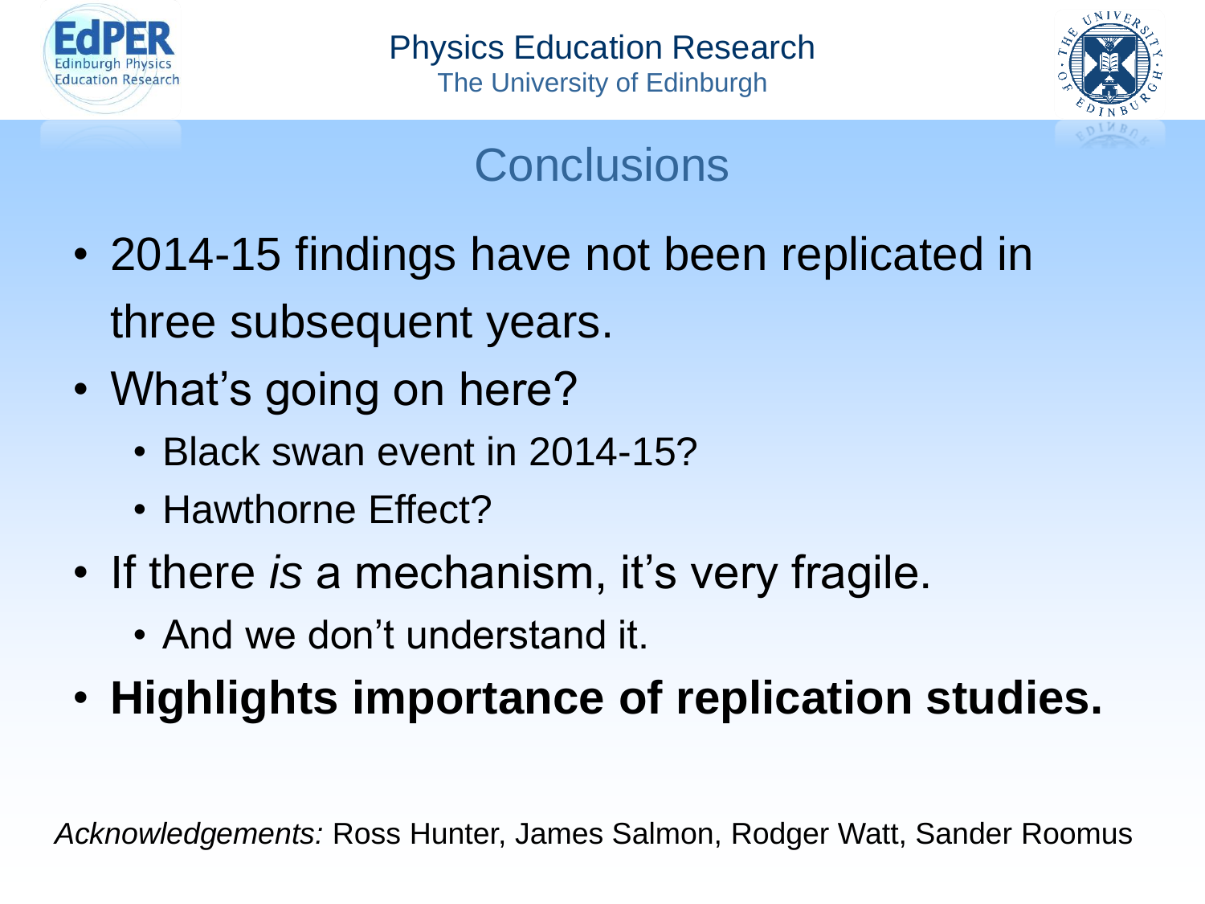## Conclusions

- 2014-15 findings have not been replicated in three subsequent years.
- What's going on here?
  - Black swan event in 2014-15?
  - Hawthorne Effect?
- If there *is* a mechanism, it's very fragile.
  - And we don't understand it.
- **Highlights importance of replication studies.**

*Acknowledgements:* Ross Hunter, James Salmon, Rodger Watt, Sander Roomus